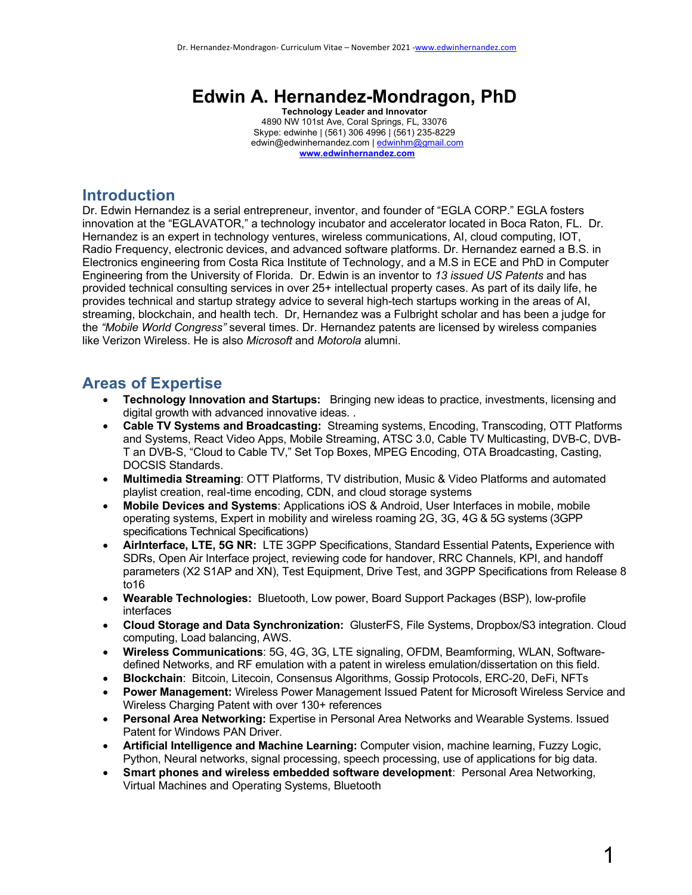# Edwin A. Hernandez-Mondragon, PhD

**Technology Leader and Innovator**
4890 NW 101st Ave, Coral Springs, FL, 33076
Skype: edwinhe | (561) 306 4996 | (561) 235-8229
edwin@edwinhernandez.com | edwinhm@gmail.com
**www.edwinhernandez.com**

## Introduction

Dr. Edwin Hernandez is a serial entrepreneur, inventor, and founder of "EGLA CORP." EGLA fosters innovation at the "EGLAVATOR," a technology incubator and accelerator located in Boca Raton, FL. Dr. Hernandez is an expert in technology ventures, wireless communications, AI, cloud computing, IOT, Radio Frequency, electronic devices, and advanced software platforms. Dr. Hernandez earned a B.S. in Electronics engineering from Costa Rica Institute of Technology, and a M.S in ECE and PhD in Computer Engineering from the University of Florida. Dr. Edwin is an inventor to *13 issued US Patents* and has provided technical consulting services in over 25+ intellectual property cases. As part of its daily life, he provides technical and startup strategy advice to several high-tech startups working in the areas of AI, streaming, blockchain, and health tech. Dr, Hernandez was a Fulbright scholar and has been a judge for the *"Mobile World Congress"* several times. Dr. Hernandez patents are licensed by wireless companies like Verizon Wireless. He is also *Microsoft* and *Motorola* alumni.

## Areas of Expertise

- **Technology Innovation and Startups:** Bringing new ideas to practice, investments, licensing and digital growth with advanced innovative ideas. .
- **Cable TV Systems and Broadcasting:** Streaming systems, Encoding, Transcoding, OTT Platforms and Systems, React Video Apps, Mobile Streaming, ATSC 3.0, Cable TV Multicasting, DVB-C, DVB-T an DVB-S, "Cloud to Cable TV," Set Top Boxes, MPEG Encoding, OTA Broadcasting, Casting, DOCSIS Standards.
- **Multimedia Streaming**: OTT Platforms, TV distribution, Music & Video Platforms and automated playlist creation, real-time encoding, CDN, and cloud storage systems
- **Mobile Devices and Systems**: Applications iOS & Android, User Interfaces in mobile, mobile operating systems, Expert in mobility and wireless roaming 2G, 3G, 4G & 5G systems (3GPP specifications Technical Specifications)
- **AirInterface, LTE, 5G NR:** LTE 3GPP Specifications, Standard Essential Patents**,** Experience with SDRs, Open Air Interface project, reviewing code for handover, RRC Channels, KPI, and handoff parameters (X2 S1AP and XN), Test Equipment, Drive Test, and 3GPP Specifications from Release 8 to16
- **Wearable Technologies:** Bluetooth, Low power, Board Support Packages (BSP), low-profile interfaces
- **Cloud Storage and Data Synchronization:** GlusterFS, File Systems, Dropbox/S3 integration. Cloud computing, Load balancing, AWS.
- **Wireless Communications**: 5G, 4G, 3G, LTE signaling, OFDM, Beamforming, WLAN, Software-defined Networks, and RF emulation with a patent in wireless emulation/dissertation on this field.
- **Blockchain**: Bitcoin, Litecoin, Consensus Algorithms, Gossip Protocols, ERC-20, DeFi, NFTs
- **Power Management:** Wireless Power Management Issued Patent for Microsoft Wireless Service and Wireless Charging Patent with over 130+ references
- **Personal Area Networking:** Expertise in Personal Area Networks and Wearable Systems. Issued Patent for Windows PAN Driver.
- **Artificial Intelligence and Machine Learning:** Computer vision, machine learning, Fuzzy Logic, Python, Neural networks, signal processing, speech processing, use of applications for big data.
- **Smart phones and wireless embedded software development**: Personal Area Networking, Virtual Machines and Operating Systems, Bluetooth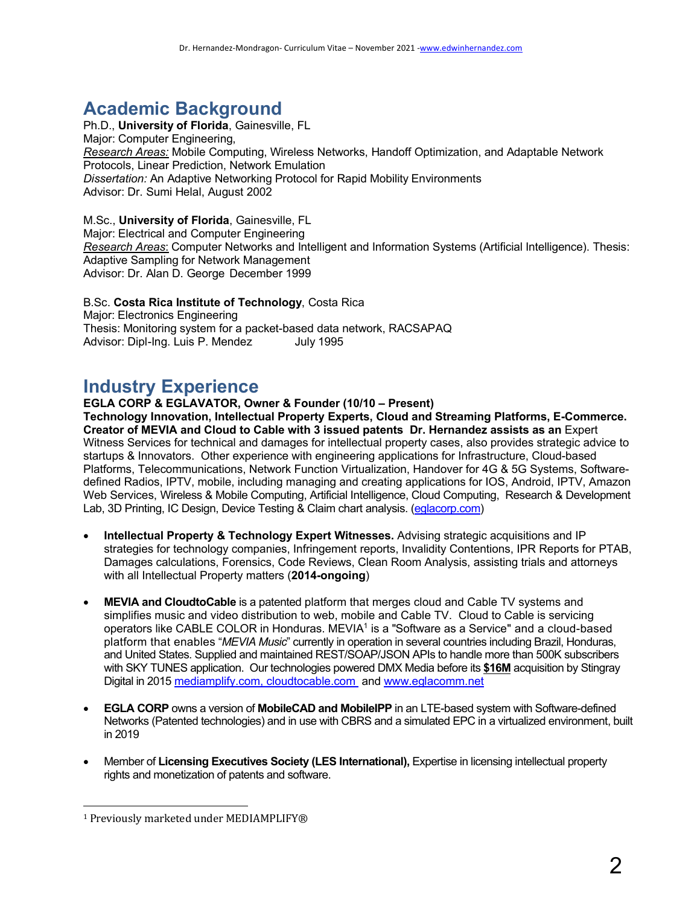## Academic Background

Ph.D., **University of Florida**, Gainesville, FL
Major: Computer Engineering,
*Research Areas:* Mobile Computing, Wireless Networks, Handoff Optimization, and Adaptable Network Protocols, Linear Prediction, Network Emulation
*Dissertation:* An Adaptive Networking Protocol for Rapid Mobility Environments
Advisor: Dr. Sumi Helal, August 2002

M.Sc., **University of Florida**, Gainesville, FL
Major: Electrical and Computer Engineering
*Research Areas*: Computer Networks and Intelligent and Information Systems (Artificial Intelligence). Thesis: Adaptive Sampling for Network Management
Advisor: Dr. Alan D. George December 1999

B.Sc. **Costa Rica Institute of Technology**, Costa Rica
Major: Electronics Engineering
Thesis: Monitoring system for a packet-based data network, RACSAPAQ
Advisor: Dipl-Ing. Luis P. Mendez July 1995

## Industry Experience

**EGLA CORP & EGLAVATOR, Owner & Founder (10/10 – Present)**
**Technology Innovation, Intellectual Property Experts, Cloud and Streaming Platforms, E-Commerce. Creator of MEVIA and Cloud to Cable with 3 issued patents Dr. Hernandez assists as an** Expert Witness Services for technical and damages for intellectual property cases, also provides strategic advice to startups & Innovators. Other experience with engineering applications for Infrastructure, Cloud-based Platforms, Telecommunications, Network Function Virtualization, Handover for 4G & 5G Systems, Software-defined Radios, IPTV, mobile, including managing and creating applications for IOS, Android, IPTV, Amazon Web Services, Wireless & Mobile Computing, Artificial Intelligence, Cloud Computing, Research & Development Lab, 3D Printing, IC Design, Device Testing & Claim chart analysis. (eglacorp.com)

- **Intellectual Property & Technology Expert Witnesses.** Advising strategic acquisitions and IP strategies for technology companies, Infringement reports, Invalidity Contentions, IPR Reports for PTAB, Damages calculations, Forensics, Code Reviews, Clean Room Analysis, assisting trials and attorneys with all Intellectual Property matters (**2014-ongoing**)

- **MEVIA and CloudtoCable** is a patented platform that merges cloud and Cable TV systems and simplifies music and video distribution to web, mobile and Cable TV. Cloud to Cable is servicing operators like CABLE COLOR in Honduras. MEVIA[1] is a "Software as a Service" and a cloud-based platform that enables "*MEVIA Music*" currently in operation in several countries including Brazil, Honduras, and United States. Supplied and maintained REST/SOAP/JSON APIs to handle more than 500K subscribers with SKY TUNES application. Our technologies powered DMX Media before its **$16M** acquisition by Stingray Digital in 2015 mediamplify.com, cloudtocable.com and www.eglacomm.net

- **EGLA CORP** owns a version of **MobileCAD and MobileIPP** in an LTE-based system with Software-defined Networks (Patented technologies) and in use with CBRS and a simulated EPC in a virtualized environment, built in 2019

- Member of **Licensing Executives Society (LES International),** Expertise in licensing intellectual property rights and monetization of patents and software.

[1] Previously marketed under MEDIAMPLIFY®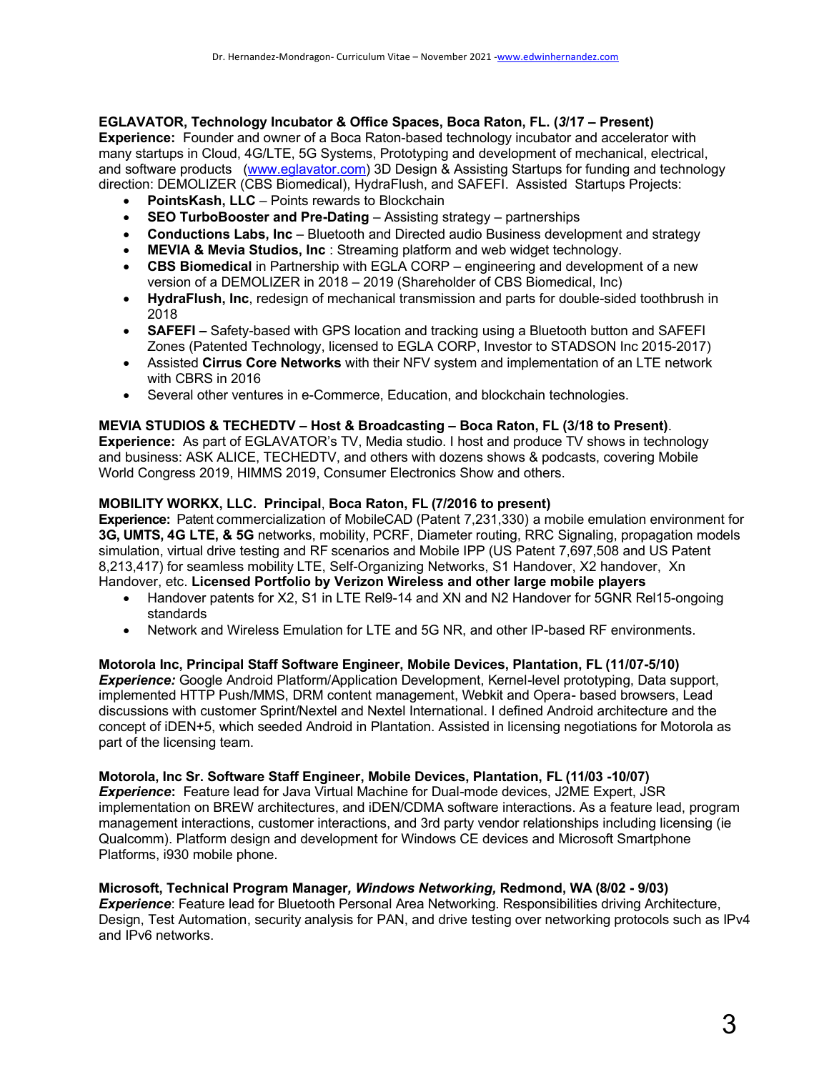**EGLAVATOR, Technology Incubator & Office Spaces, Boca Raton, FL. (3/17 – Present)**
**Experience:** Founder and owner of a Boca Raton-based technology incubator and accelerator with many startups in Cloud, 4G/LTE, 5G Systems, Prototyping and development of mechanical, electrical, and software products (www.eglavator.com) 3D Design & Assisting Startups for funding and technology direction: DEMOLIZER (CBS Biomedical), HydraFlush, and SAFEFI. Assisted Startups Projects:

- **PointsKash, LLC** – Points rewards to Blockchain
- **SEO TurboBooster and Pre-Dating** – Assisting strategy – partnerships
- **Conductions Labs, Inc** – Bluetooth and Directed audio Business development and strategy
- **MEVIA & Mevia Studios, Inc** : Streaming platform and web widget technology.
- **CBS Biomedical** in Partnership with EGLA CORP – engineering and development of a new version of a DEMOLIZER in 2018 – 2019 (Shareholder of CBS Biomedical, Inc)
- **HydraFlush, Inc**, redesign of mechanical transmission and parts for double-sided toothbrush in 2018
- **SAFEFI –** Safety-based with GPS location and tracking using a Bluetooth button and SAFEFI Zones (Patented Technology, licensed to EGLA CORP, Investor to STADSON Inc 2015-2017)
- Assisted **Cirrus Core Networks** with their NFV system and implementation of an LTE network with CBRS in 2016
- Several other ventures in e-Commerce, Education, and blockchain technologies.

**MEVIA STUDIOS & TECHEDTV – Host & Broadcasting – Boca Raton, FL (3/18 to Present)**.
**Experience:** As part of EGLAVATOR's TV, Media studio. I host and produce TV shows in technology and business: ASK ALICE, TECHEDTV, and others with dozens shows & podcasts, covering Mobile World Congress 2019, HIMMS 2019, Consumer Electronics Show and others.

**MOBILITY WORKX, LLC. Principal, Boca Raton, FL (7/2016 to present)**
**Experience:** Patent commercialization of MobileCAD (Patent 7,231,330) a mobile emulation environment for **3G, UMTS, 4G LTE, & 5G** networks, mobility, PCRF, Diameter routing, RRC Signaling, propagation models simulation, virtual drive testing and RF scenarios and Mobile IPP (US Patent 7,697,508 and US Patent 8,213,417) for seamless mobility LTE, Self-Organizing Networks, S1 Handover, X2 handover, Xn Handover, etc. **Licensed Portfolio by Verizon Wireless and other large mobile players**

- Handover patents for X2, S1 in LTE Rel9-14 and XN and N2 Handover for 5GNR Rel15-ongoing standards
- Network and Wireless Emulation for LTE and 5G NR, and other IP-based RF environments.

**Motorola Inc, Principal Staff Software Engineer, Mobile Devices, Plantation, FL (11/07-5/10)**
***Experience:*** Google Android Platform/Application Development, Kernel-level prototyping, Data support, implemented HTTP Push/MMS, DRM content management, Webkit and Opera- based browsers, Lead discussions with customer Sprint/Nextel and Nextel International. I defined Android architecture and the concept of iDEN+5, which seeded Android in Plantation. Assisted in licensing negotiations for Motorola as part of the licensing team.

**Motorola, Inc Sr. Software Staff Engineer, Mobile Devices, Plantation, FL (11/03 -10/07)**
***Experience*:** Feature lead for Java Virtual Machine for Dual-mode devices, J2ME Expert, JSR implementation on BREW architectures, and iDEN/CDMA software interactions. As a feature lead, program management interactions, customer interactions, and 3rd party vendor relationships including licensing (ie Qualcomm). Platform design and development for Windows CE devices and Microsoft Smartphone Platforms, i930 mobile phone.

**Microsoft, Technical Program Manager*, Windows Networking,* Redmond, WA (8/02 - 9/03)**
***Experience***: Feature lead for Bluetooth Personal Area Networking. Responsibilities driving Architecture, Design, Test Automation, security analysis for PAN, and drive testing over networking protocols such as IPv4 and IPv6 networks.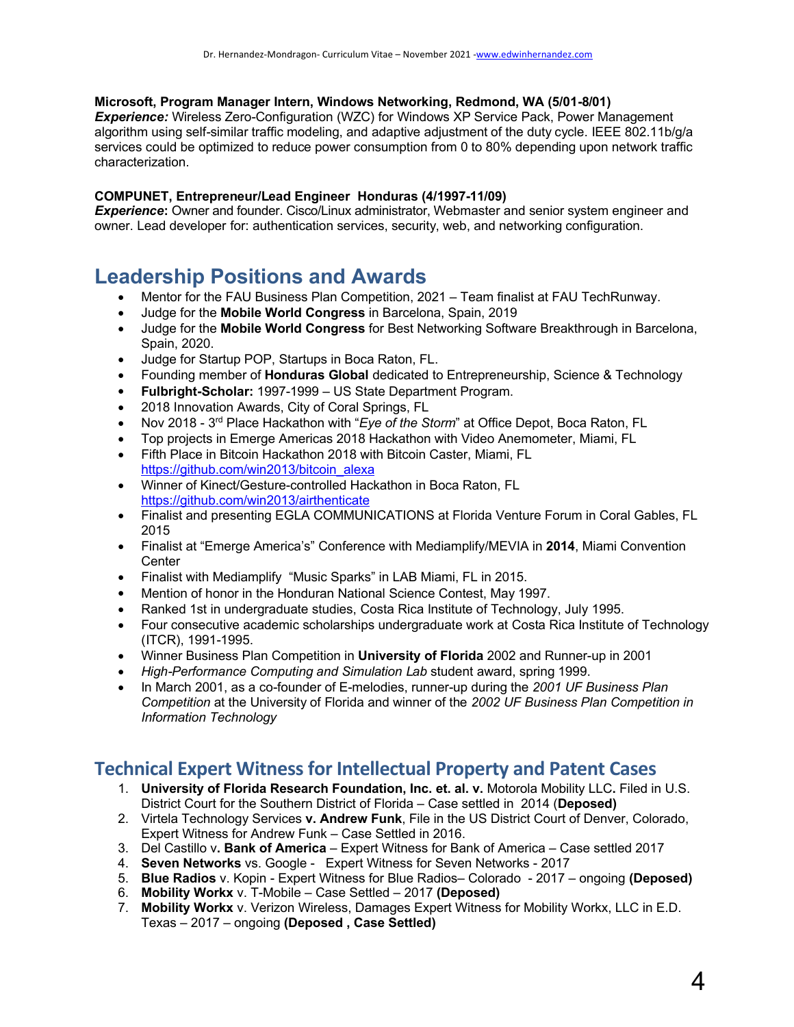**Microsoft, Program Manager Intern, Windows Networking, Redmond, WA (5/01-8/01)**
***Experience:*** Wireless Zero-Configuration (WZC) for Windows XP Service Pack, Power Management algorithm using self-similar traffic modeling, and adaptive adjustment of the duty cycle. IEEE 802.11b/g/a services could be optimized to reduce power consumption from 0 to 80% depending upon network traffic characterization.

**COMPUNET, Entrepreneur/Lead Engineer Honduras (4/1997-11/09)**
***Experience*:** Owner and founder. Cisco/Linux administrator, Webmaster and senior system engineer and owner. Lead developer for: authentication services, security, web, and networking configuration.

# Leadership Positions and Awards

- Mentor for the FAU Business Plan Competition, 2021 – Team finalist at FAU TechRunway.
- Judge for the **Mobile World Congress** in Barcelona, Spain, 2019
- Judge for the **Mobile World Congress** for Best Networking Software Breakthrough in Barcelona, Spain, 2020.
- Judge for Startup POP, Startups in Boca Raton, FL.
- Founding member of **Honduras Global** dedicated to Entrepreneurship, Science & Technology
- **Fulbright-Scholar:** 1997-1999 – US State Department Program.
- 2018 Innovation Awards, City of Coral Springs, FL
- Nov 2018 - 3rd Place Hackathon with "*Eye of the Storm*" at Office Depot, Boca Raton, FL
- Top projects in Emerge Americas 2018 Hackathon with Video Anemometer, Miami, FL
- Fifth Place in Bitcoin Hackathon 2018 with Bitcoin Caster, Miami, FL https://github.com/win2013/bitcoin_alexa
- Winner of Kinect/Gesture-controlled Hackathon in Boca Raton, FL https://github.com/win2013/airthenticate
- Finalist and presenting EGLA COMMUNICATIONS at Florida Venture Forum in Coral Gables, FL 2015
- Finalist at "Emerge America's" Conference with Mediamplify/MEVIA in **2014**, Miami Convention Center
- Finalist with Mediamplify "Music Sparks" in LAB Miami, FL in 2015.
- Mention of honor in the Honduran National Science Contest, May 1997.
- Ranked 1st in undergraduate studies, Costa Rica Institute of Technology, July 1995.
- Four consecutive academic scholarships undergraduate work at Costa Rica Institute of Technology (ITCR), 1991-1995.
- Winner Business Plan Competition in **University of Florida** 2002 and Runner-up in 2001
- *High-Performance Computing and Simulation Lab* student award, spring 1999.
- In March 2001, as a co-founder of E-melodies, runner-up during the *2001 UF Business Plan Competition* at the University of Florida and winner of the *2002 UF Business Plan Competition in Information Technology*

## Technical Expert Witness for Intellectual Property and Patent Cases

1. **University of Florida Research Foundation, Inc. et. al. v.** Motorola Mobility LLC**.** Filed in U.S. District Court for the Southern District of Florida – Case settled in 2014 (**Deposed)**
2. Virtela Technology Services **v. Andrew Funk**, File in the US District Court of Denver, Colorado, Expert Witness for Andrew Funk – Case Settled in 2016.
3. Del Castillo v**. Bank of America** – Expert Witness for Bank of America – Case settled 2017
4. **Seven Networks** vs. Google - Expert Witness for Seven Networks - 2017
5. **Blue Radios** v. Kopin - Expert Witness for Blue Radios– Colorado - 2017 – ongoing **(Deposed)**
6. **Mobility Workx** v. T-Mobile – Case Settled – 2017 **(Deposed)**
7. **Mobility Workx** v. Verizon Wireless, Damages Expert Witness for Mobility Workx, LLC in E.D. Texas – 2017 – ongoing **(Deposed , Case Settled)**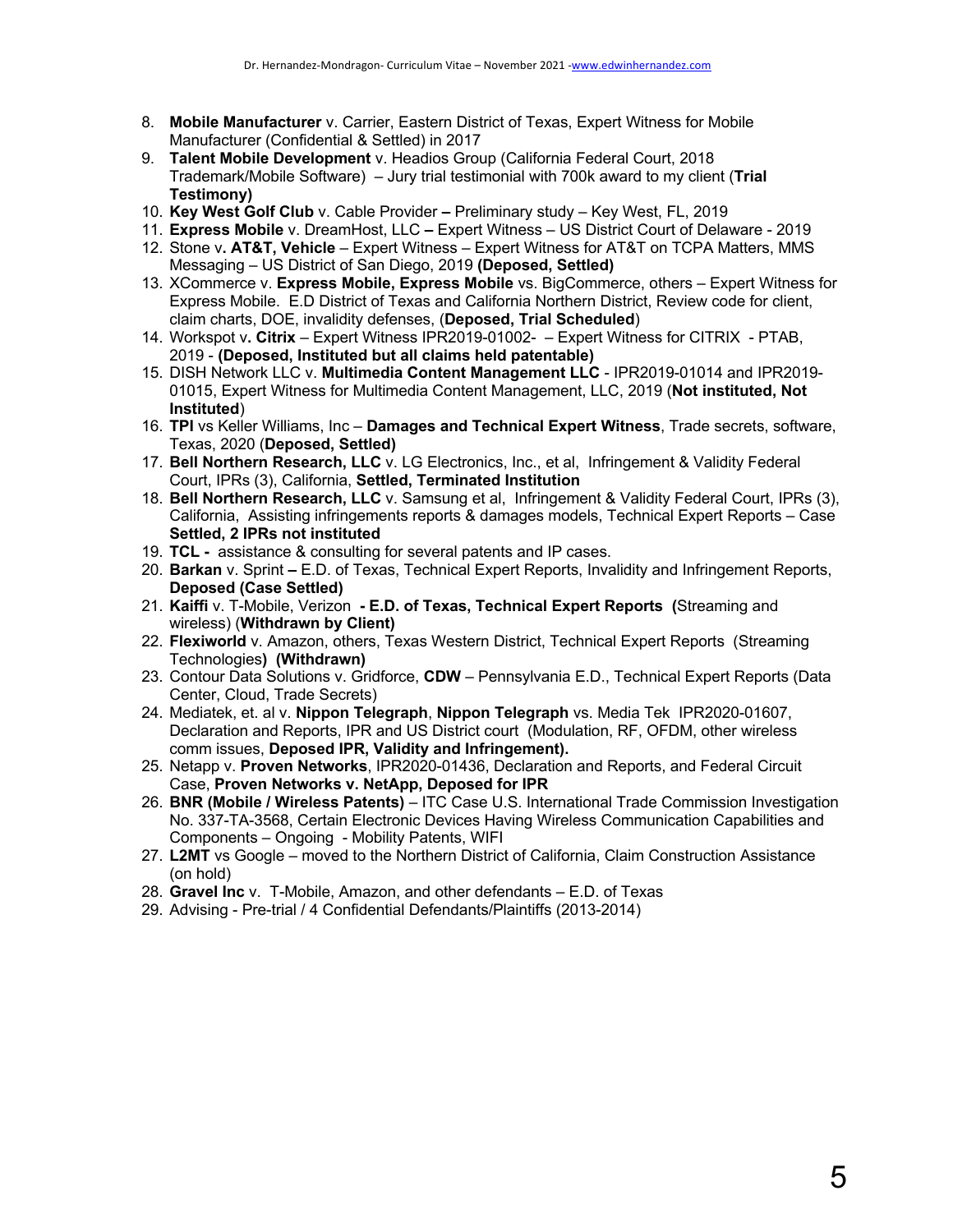8. **Mobile Manufacturer** v. Carrier, Eastern District of Texas, Expert Witness for Mobile Manufacturer (Confidential & Settled) in 2017
9. **Talent Mobile Development** v. Headios Group (California Federal Court, 2018 Trademark/Mobile Software) – Jury trial testimonial with 700k award to my client (**Trial Testimony)**
10. **Key West Golf Club** v. Cable Provider **–** Preliminary study – Key West, FL, 2019
11. **Express Mobile** v. DreamHost, LLC **–** Expert Witness – US District Court of Delaware - 2019
12. Stone v**. AT&T, Vehicle** – Expert Witness – Expert Witness for AT&T on TCPA Matters, MMS Messaging – US District of San Diego, 2019 **(Deposed, Settled)**
13. XCommerce v. **Express Mobile, Express Mobile** vs. BigCommerce, others – Expert Witness for Express Mobile. E.D District of Texas and California Northern District, Review code for client, claim charts, DOE, invalidity defenses, (**Deposed, Trial Scheduled**)
14. Workspot v**. Citrix** – Expert Witness IPR2019-01002- – Expert Witness for CITRIX - PTAB, 2019 - **(Deposed, Instituted but all claims held patentable)**
15. DISH Network LLC v. **Multimedia Content Management LLC** - IPR2019-01014 and IPR2019-01015, Expert Witness for Multimedia Content Management, LLC, 2019 (**Not instituted, Not Instituted**)
16. **TPI** vs Keller Williams, Inc – **Damages and Technical Expert Witness**, Trade secrets, software, Texas, 2020 (**Deposed, Settled)**
17. **Bell Northern Research, LLC** v. LG Electronics, Inc., et al, Infringement & Validity Federal Court, IPRs (3), California, **Settled, Terminated Institution**
18. **Bell Northern Research, LLC** v. Samsung et al, Infringement & Validity Federal Court, IPRs (3), California, Assisting infringements reports & damages models, Technical Expert Reports – Case **Settled, 2 IPRs not instituted**
19. **TCL -** assistance & consulting for several patents and IP cases.
20. **Barkan** v. Sprint **–** E.D. of Texas, Technical Expert Reports, Invalidity and Infringement Reports, **Deposed (Case Settled)**
21. **Kaiffi** v. T-Mobile, Verizon **- E.D. of Texas, Technical Expert Reports (**Streaming and wireless) (**Withdrawn by Client)**
22. **Flexiworld** v. Amazon, others, Texas Western District, Technical Expert Reports (Streaming Technologies**) (Withdrawn)**
23. Contour Data Solutions v. Gridforce, **CDW** – Pennsylvania E.D., Technical Expert Reports (Data Center, Cloud, Trade Secrets)
24. Mediatek, et. al v. **Nippon Telegraph**, **Nippon Telegraph** vs. Media Tek IPR2020-01607, Declaration and Reports, IPR and US District court (Modulation, RF, OFDM, other wireless comm issues, **Deposed IPR, Validity and Infringement).**
25. Netapp v. **Proven Networks**, IPR2020-01436, Declaration and Reports, and Federal Circuit Case, **Proven Networks v. NetApp, Deposed for IPR**
26. **BNR (Mobile / Wireless Patents)** – ITC Case U.S. International Trade Commission Investigation No. 337-TA-3568, Certain Electronic Devices Having Wireless Communication Capabilities and Components – Ongoing - Mobility Patents, WIFI
27. **L2MT** vs Google – moved to the Northern District of California, Claim Construction Assistance (on hold)
28. **Gravel Inc** v. T-Mobile, Amazon, and other defendants – E.D. of Texas
29. Advising - Pre-trial / 4 Confidential Defendants/Plaintiffs (2013-2014)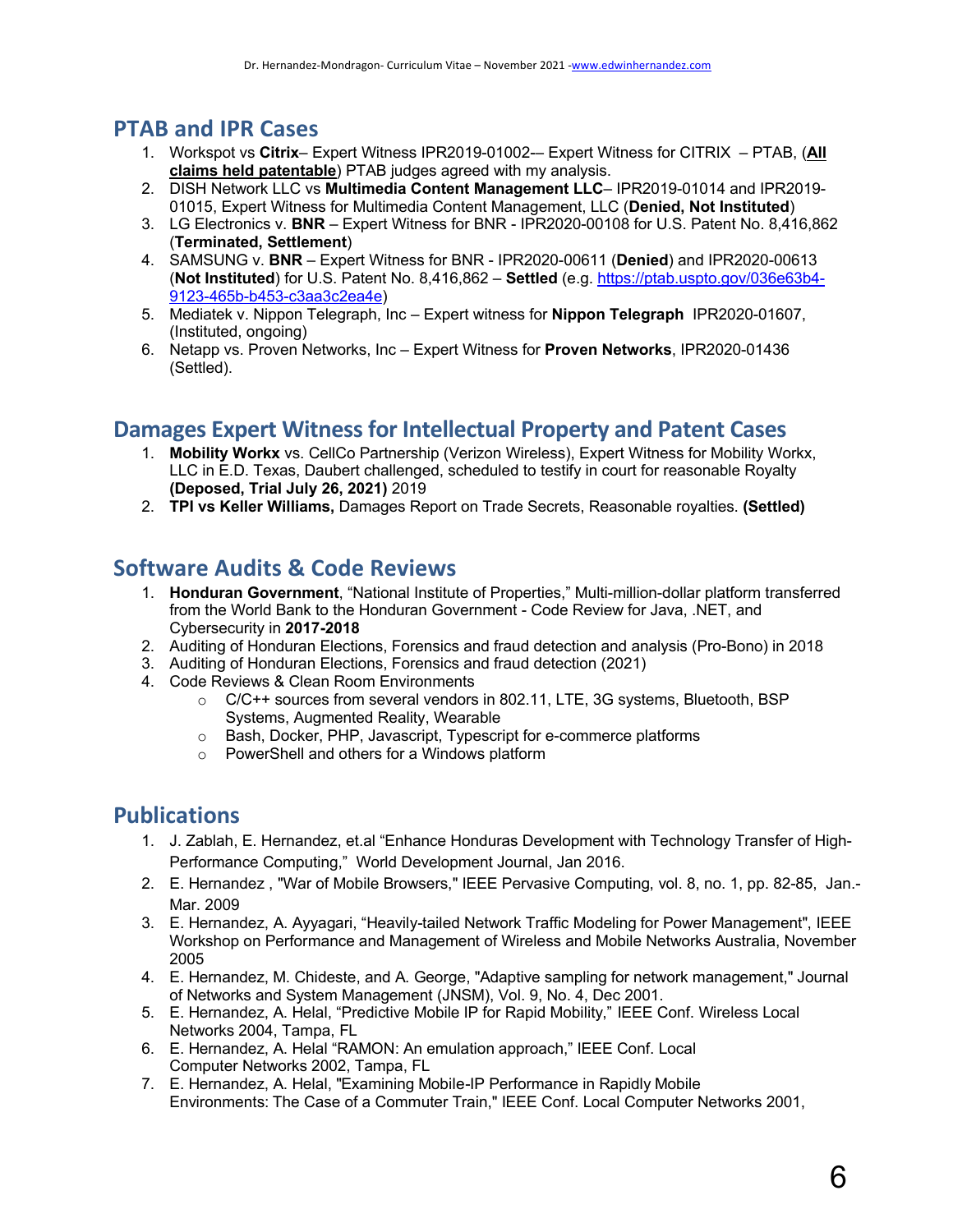## PTAB and IPR Cases

1. Workspot vs **Citrix**– Expert Witness IPR2019-01002–- Expert Witness for CITRIX – PTAB, (**All claims held patentable**) PTAB judges agreed with my analysis.
2. DISH Network LLC vs **Multimedia Content Management LLC**– IPR2019-01014 and IPR2019-01015, Expert Witness for Multimedia Content Management, LLC (**Denied, Not Instituted**)
3. LG Electronics v. **BNR** – Expert Witness for BNR - IPR2020-00108 for U.S. Patent No. 8,416,862 (**Terminated, Settlement**)
4. SAMSUNG v. **BNR** – Expert Witness for BNR - IPR2020-00611 (**Denied**) and IPR2020-00613 (**Not Instituted**) for U.S. Patent No. 8,416,862 – **Settled** (e.g. [https://ptab.uspto.gov/036e63b4-9123-465b-b453-c3aa3c2ea4e](https://ptab.uspto.gov/036e63b4-9123-465b-b453-c3aa3c2ea4e))
5. Mediatek v. Nippon Telegraph, Inc – Expert witness for **Nippon Telegraph** IPR2020-01607, (Instituted, ongoing)
6. Netapp vs. Proven Networks, Inc – Expert Witness for **Proven Networks**, IPR2020-01436 (Settled).

## Damages Expert Witness for Intellectual Property and Patent Cases

1. **Mobility Workx** vs. CellCo Partnership (Verizon Wireless), Expert Witness for Mobility Workx, LLC in E.D. Texas, Daubert challenged, scheduled to testify in court for reasonable Royalty **(Deposed, Trial July 26, 2021)** 2019
2. **TPI vs Keller Williams,** Damages Report on Trade Secrets, Reasonable royalties. **(Settled)**

## Software Audits & Code Reviews

1. **Honduran Government**, "National Institute of Properties," Multi-million-dollar platform transferred from the World Bank to the Honduran Government - Code Review for Java, .NET, and Cybersecurity in **2017-2018**
2. Auditing of Honduran Elections, Forensics and fraud detection and analysis (Pro-Bono) in 2018
3. Auditing of Honduran Elections, Forensics and fraud detection (2021)
4. Code Reviews & Clean Room Environments
   - C/C++ sources from several vendors in 802.11, LTE, 3G systems, Bluetooth, BSP Systems, Augmented Reality, Wearable
   - Bash, Docker, PHP, Javascript, Typescript for e-commerce platforms
   - PowerShell and others for a Windows platform

## Publications

1. J. Zablah, E. Hernandez, et.al "Enhance Honduras Development with Technology Transfer of High-Performance Computing," World Development Journal, Jan 2016.
2. E. Hernandez , "War of Mobile Browsers," IEEE Pervasive Computing, vol. 8, no. 1, pp. 82-85, Jan.-Mar. 2009
3. E. Hernandez, A. Ayyagari, "Heavily-tailed Network Traffic Modeling for Power Management", IEEE Workshop on Performance and Management of Wireless and Mobile Networks Australia, November 2005
4. E. Hernandez, M. Chideste, and A. George, "Adaptive sampling for network management," Journal of Networks and System Management (JNSM), Vol. 9, No. 4, Dec 2001.
5. E. Hernandez, A. Helal, "Predictive Mobile IP for Rapid Mobility," IEEE Conf. Wireless Local Networks 2004, Tampa, FL
6. E. Hernandez, A. Helal "RAMON: An emulation approach," IEEE Conf. Local Computer Networks 2002, Tampa, FL
7. E. Hernandez, A. Helal, "Examining Mobile-IP Performance in Rapidly Mobile Environments: The Case of a Commuter Train," IEEE Conf. Local Computer Networks 2001,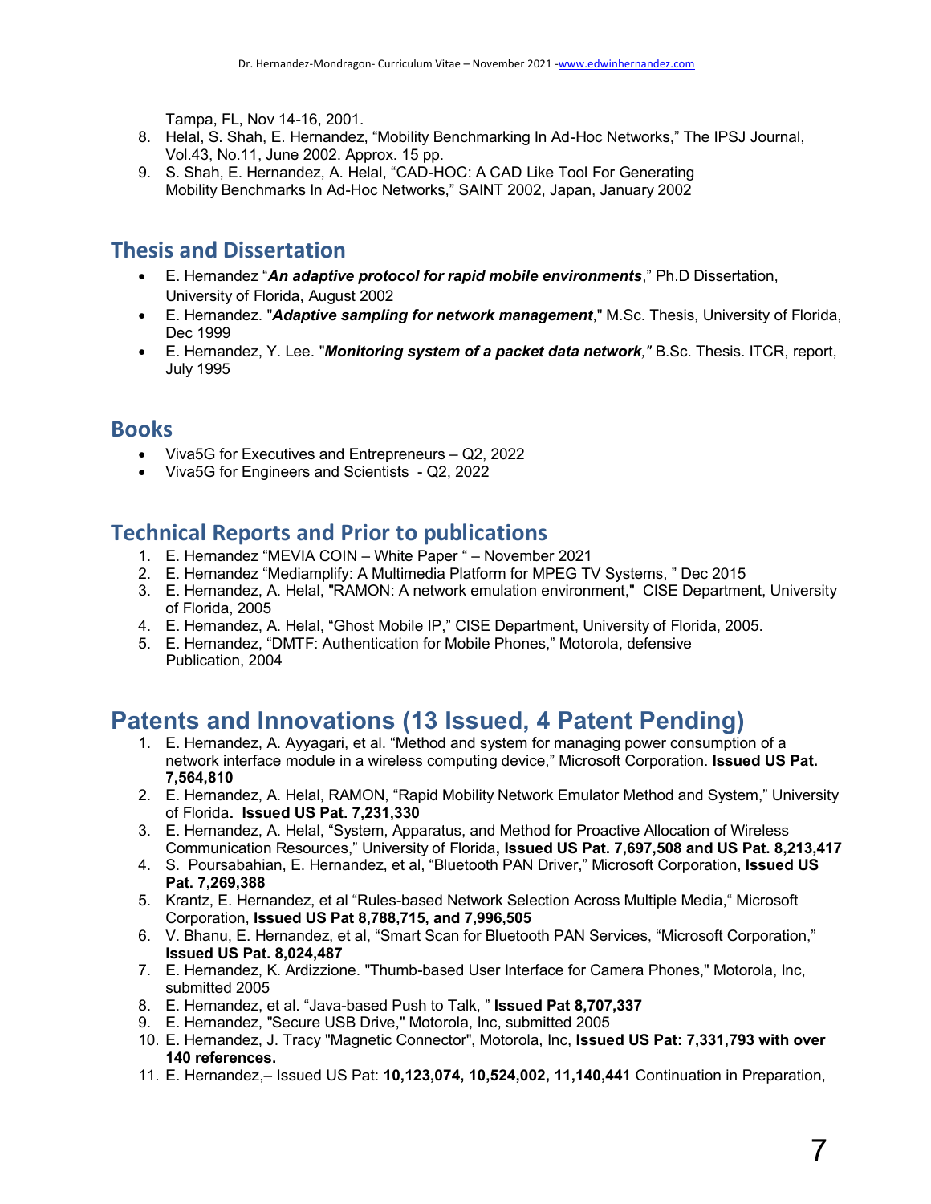Tampa, FL, Nov 14-16, 2001.

8. Helal, S. Shah, E. Hernandez, “Mobility Benchmarking In Ad-Hoc Networks,” The IPSJ Journal, Vol.43, No.11, June 2002. Approx. 15 pp.
9. S. Shah, E. Hernandez, A. Helal, “CAD-HOC: A CAD Like Tool For Generating Mobility Benchmarks In Ad-Hoc Networks,” SAINT 2002, Japan, January 2002

## Thesis and Dissertation

- E. Hernandez “***An adaptive protocol for rapid mobile environments***,” Ph.D Dissertation, University of Florida, August 2002
- E. Hernandez. "***Adaptive sampling for network management***," M.Sc. Thesis, University of Florida, Dec 1999
- E. Hernandez, Y. Lee. "***Monitoring system of a packet data network,"*** B.Sc. Thesis. ITCR, report, July 1995

## Books

- Viva5G for Executives and Entrepreneurs – Q2, 2022
- Viva5G for Engineers and Scientists - Q2, 2022

## Technical Reports and Prior to publications

1. E. Hernandez “MEVIA COIN – White Paper “ – November 2021
2. E. Hernandez “Mediamplify: A Multimedia Platform for MPEG TV Systems, ” Dec 2015
3. E. Hernandez, A. Helal, "RAMON: A network emulation environment," CISE Department, University of Florida, 2005
4. E. Hernandez, A. Helal, “Ghost Mobile IP,” CISE Department, University of Florida, 2005.
5. E. Hernandez, “DMTF: Authentication for Mobile Phones,” Motorola, defensive Publication, 2004

# Patents and Innovations (13 Issued, 4 Patent Pending)

1. E. Hernandez, A. Ayyagari, et al. “Method and system for managing power consumption of a network interface module in a wireless computing device,” Microsoft Corporation. **Issued US Pat. 7,564,810**
2. E. Hernandez, A. Helal, RAMON, “Rapid Mobility Network Emulator Method and System,” University of Florida**. Issued US Pat. 7,231,330**
3. E. Hernandez, A. Helal, “System, Apparatus, and Method for Proactive Allocation of Wireless Communication Resources,” University of Florida**, Issued US Pat. 7,697,508 and US Pat. 8,213,417**
4. S. Poursabahian, E. Hernandez, et al, “Bluetooth PAN Driver,” Microsoft Corporation, **Issued US Pat. 7,269,388**
5. Krantz, E. Hernandez, et al “Rules-based Network Selection Across Multiple Media,“ Microsoft Corporation, **Issued US Pat 8,788,715, and 7,996,505**
6. V. Bhanu, E. Hernandez, et al, “Smart Scan for Bluetooth PAN Services, “Microsoft Corporation,” **Issued US Pat. 8,024,487**
7. E. Hernandez, K. Ardizzione. "Thumb-based User Interface for Camera Phones," Motorola, Inc, submitted 2005
8. E. Hernandez, et al. “Java-based Push to Talk, ” **Issued Pat 8,707,337**
9. E. Hernandez, "Secure USB Drive," Motorola, Inc, submitted 2005
10. E. Hernandez, J. Tracy "Magnetic Connector", Motorola, Inc, **Issued US Pat: 7,331,793 with over 140 references.**
11. E. Hernandez,– Issued US Pat: **10,123,074, 10,524,002, 11,140,441** Continuation in Preparation,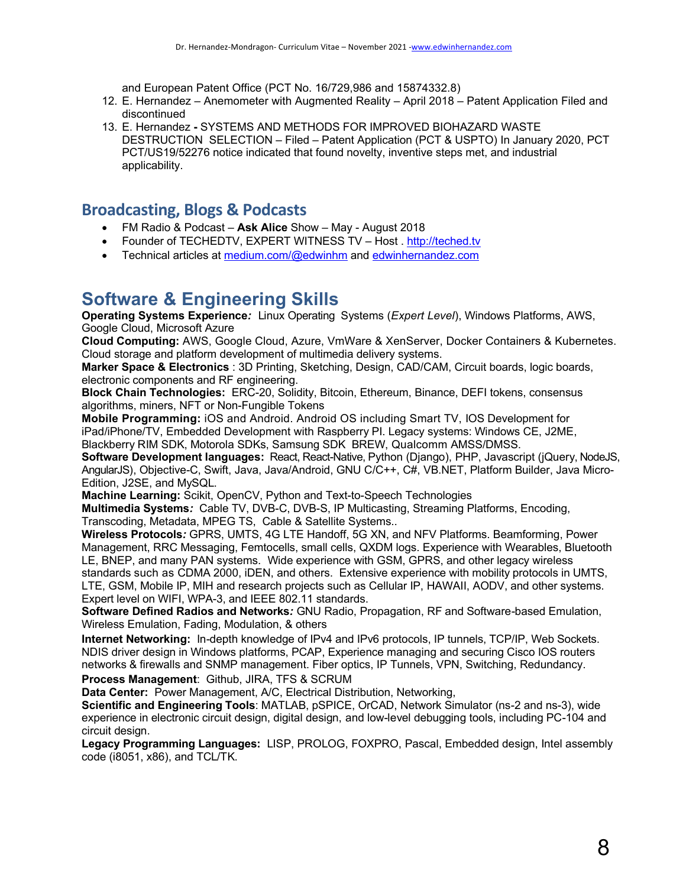and European Patent Office (PCT No. 16/729,986 and 15874332.8)

12. E. Hernandez – Anemometer with Augmented Reality – April 2018 – Patent Application Filed and discontinued
13. E. Hernandez **-** SYSTEMS AND METHODS FOR IMPROVED BIOHAZARD WASTE DESTRUCTION SELECTION – Filed – Patent Application (PCT & USPTO) In January 2020, PCT PCT/US19/52276 notice indicated that found novelty, inventive steps met, and industrial applicability.

## Broadcasting, Blogs & Podcasts

- FM Radio & Podcast – **Ask Alice** Show – May - August 2018
- Founder of TECHEDTV, EXPERT WITNESS TV – Host . http://teched.tv
- Technical articles at medium.com/@edwinhm and edwinhernandez.com

# Software & Engineering Skills

**Operating Systems Experience***:* Linux Operating Systems (*Expert Level*), Windows Platforms, AWS, Google Cloud, Microsoft Azure

**Cloud Computing:** AWS, Google Cloud, Azure, VmWare & XenServer, Docker Containers & Kubernetes. Cloud storage and platform development of multimedia delivery systems.

**Marker Space & Electronics** : 3D Printing, Sketching, Design, CAD/CAM, Circuit boards, logic boards, electronic components and RF engineering.

**Block Chain Technologies:** ERC-20, Solidity, Bitcoin, Ethereum, Binance, DEFI tokens, consensus algorithms, miners, NFT or Non-Fungible Tokens

**Mobile Programming:** iOS and Android. Android OS including Smart TV, IOS Development for iPad/iPhone/TV, Embedded Development with Raspberry PI. Legacy systems: Windows CE, J2ME, Blackberry RIM SDK, Motorola SDKs, Samsung SDK BREW, Qualcomm AMSS/DMSS.

**Software Development languages:** React, React-Native, Python (Django), PHP, Javascript (jQuery, NodeJS, AngularJS), Objective-C, Swift, Java, Java/Android, GNU C/C++, C#, VB.NET, Platform Builder, Java Micro-Edition, J2SE, and MySQL.

**Machine Learning:** Scikit, OpenCV, Python and Text-to-Speech Technologies

**Multimedia Systems***:* Cable TV, DVB-C, DVB-S, IP Multicasting, Streaming Platforms, Encoding, Transcoding, Metadata, MPEG TS, Cable & Satellite Systems..

**Wireless Protocols***:* GPRS, UMTS, 4G LTE Handoff, 5G XN, and NFV Platforms. Beamforming, Power Management, RRC Messaging, Femtocells, small cells, QXDM logs. Experience with Wearables, Bluetooth LE, BNEP, and many PAN systems. Wide experience with GSM, GPRS, and other legacy wireless standards such as CDMA 2000, iDEN, and others. Extensive experience with mobility protocols in UMTS, LTE, GSM, Mobile IP, MIH and research projects such as Cellular IP, HAWAII, AODV, and other systems. Expert level on WIFI, WPA-3, and IEEE 802.11 standards.

**Software Defined Radios and Networks***:* GNU Radio, Propagation, RF and Software-based Emulation, Wireless Emulation, Fading, Modulation, & others

**Internet Networking:** In-depth knowledge of IPv4 and IPv6 protocols, IP tunnels, TCP/IP, Web Sockets. NDIS driver design in Windows platforms, PCAP, Experience managing and securing Cisco IOS routers networks & firewalls and SNMP management. Fiber optics, IP Tunnels, VPN, Switching, Redundancy.

**Process Management**: Github, JIRA, TFS & SCRUM

**Data Center:** Power Management, A/C, Electrical Distribution, Networking,

**Scientific and Engineering Tools**: MATLAB, pSPICE, OrCAD, Network Simulator (ns-2 and ns-3), wide experience in electronic circuit design, digital design, and low-level debugging tools, including PC-104 and circuit design.

**Legacy Programming Languages:** LISP, PROLOG, FOXPRO, Pascal, Embedded design, Intel assembly code (i8051, x86), and TCL/TK.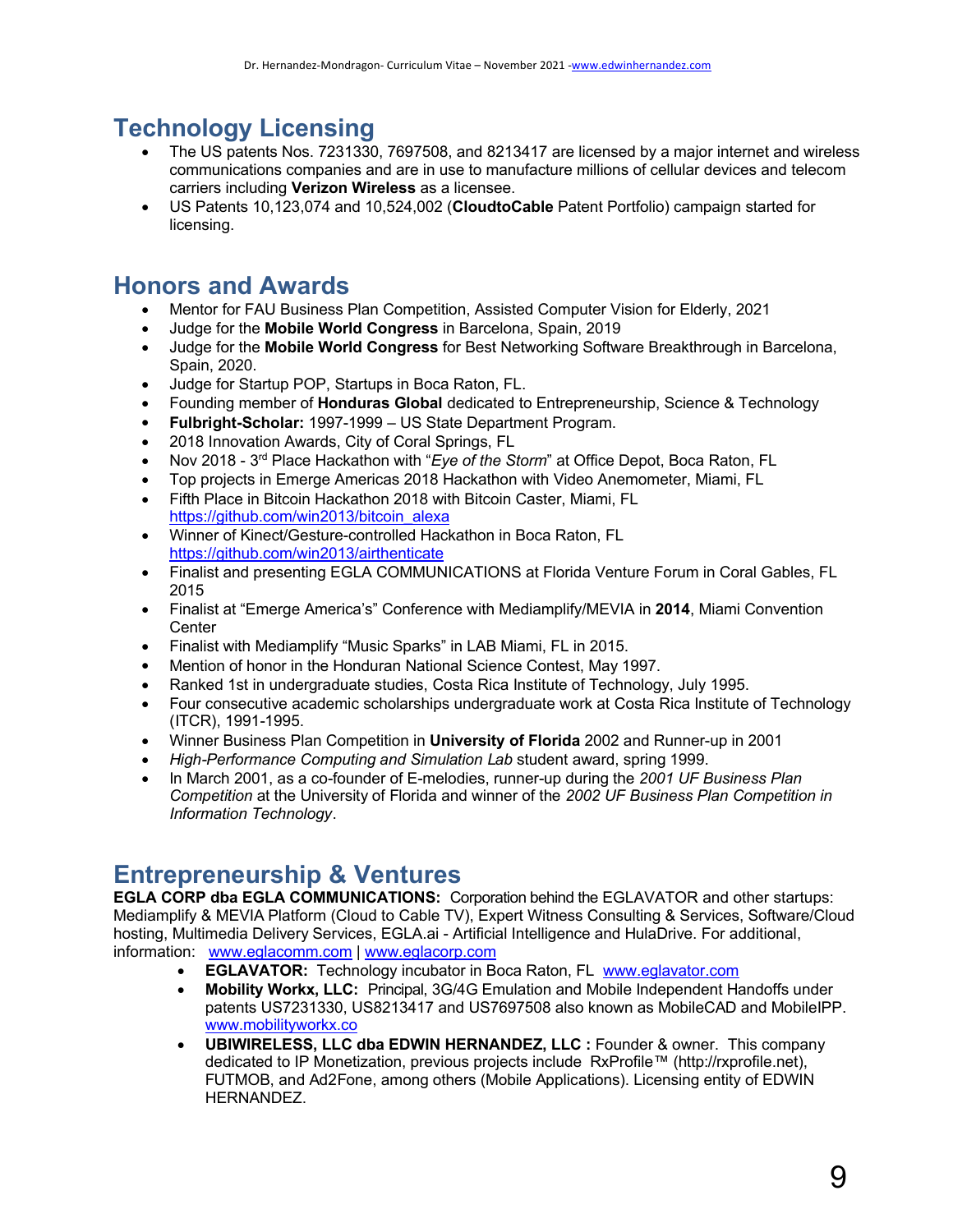## Technology Licensing

- The US patents Nos. 7231330, 7697508, and 8213417 are licensed by a major internet and wireless communications companies and are in use to manufacture millions of cellular devices and telecom carriers including **Verizon Wireless** as a licensee.
- US Patents 10,123,074 and 10,524,002 (**CloudtoCable** Patent Portfolio) campaign started for licensing.

## Honors and Awards

- Mentor for FAU Business Plan Competition, Assisted Computer Vision for Elderly, 2021
- Judge for the **Mobile World Congress** in Barcelona, Spain, 2019
- Judge for the **Mobile World Congress** for Best Networking Software Breakthrough in Barcelona, Spain, 2020.
- Judge for Startup POP, Startups in Boca Raton, FL.
- Founding member of **Honduras Global** dedicated to Entrepreneurship, Science & Technology
- **Fulbright-Scholar:** 1997-1999 – US State Department Program.
- 2018 Innovation Awards, City of Coral Springs, FL
- Nov 2018 - 3rd Place Hackathon with "*Eye of the Storm*" at Office Depot, Boca Raton, FL
- Top projects in Emerge Americas 2018 Hackathon with Video Anemometer, Miami, FL
- Fifth Place in Bitcoin Hackathon 2018 with Bitcoin Caster, Miami, FL https://github.com/win2013/bitcoin_alexa
- Winner of Kinect/Gesture-controlled Hackathon in Boca Raton, FL https://github.com/win2013/airthenticate
- Finalist and presenting EGLA COMMUNICATIONS at Florida Venture Forum in Coral Gables, FL 2015
- Finalist at "Emerge America's" Conference with Mediamplify/MEVIA in **2014**, Miami Convention Center
- Finalist with Mediamplify "Music Sparks" in LAB Miami, FL in 2015.
- Mention of honor in the Honduran National Science Contest, May 1997.
- Ranked 1st in undergraduate studies, Costa Rica Institute of Technology, July 1995.
- Four consecutive academic scholarships undergraduate work at Costa Rica Institute of Technology (ITCR), 1991-1995.
- Winner Business Plan Competition in **University of Florida** 2002 and Runner-up in 2001
- *High-Performance Computing and Simulation Lab* student award, spring 1999.
- In March 2001, as a co-founder of E-melodies, runner-up during the *2001 UF Business Plan Competition* at the University of Florida and winner of the *2002 UF Business Plan Competition in Information Technology*.

## Entrepreneurship & Ventures

**EGLA CORP dba EGLA COMMUNICATIONS:** Corporation behind the EGLAVATOR and other startups: Mediamplify & MEVIA Platform (Cloud to Cable TV), Expert Witness Consulting & Services, Software/Cloud hosting, Multimedia Delivery Services, EGLA.ai - Artificial Intelligence and HulaDrive. For additional, information: www.eglacomm.com | www.eglacorp.com

- **EGLAVATOR:** Technology incubator in Boca Raton, FL www.eglavator.com
- **Mobility Workx, LLC:** Principal, 3G/4G Emulation and Mobile Independent Handoffs under patents US7231330, US8213417 and US7697508 also known as MobileCAD and MobileIPP. www.mobilityworkx.co
- **UBIWIRELESS, LLC dba EDWIN HERNANDEZ, LLC :** Founder & owner. This company dedicated to IP Monetization, previous projects include RxProfile™ (http://rxprofile.net), FUTMOB, and Ad2Fone, among others (Mobile Applications). Licensing entity of EDWIN HERNANDEZ.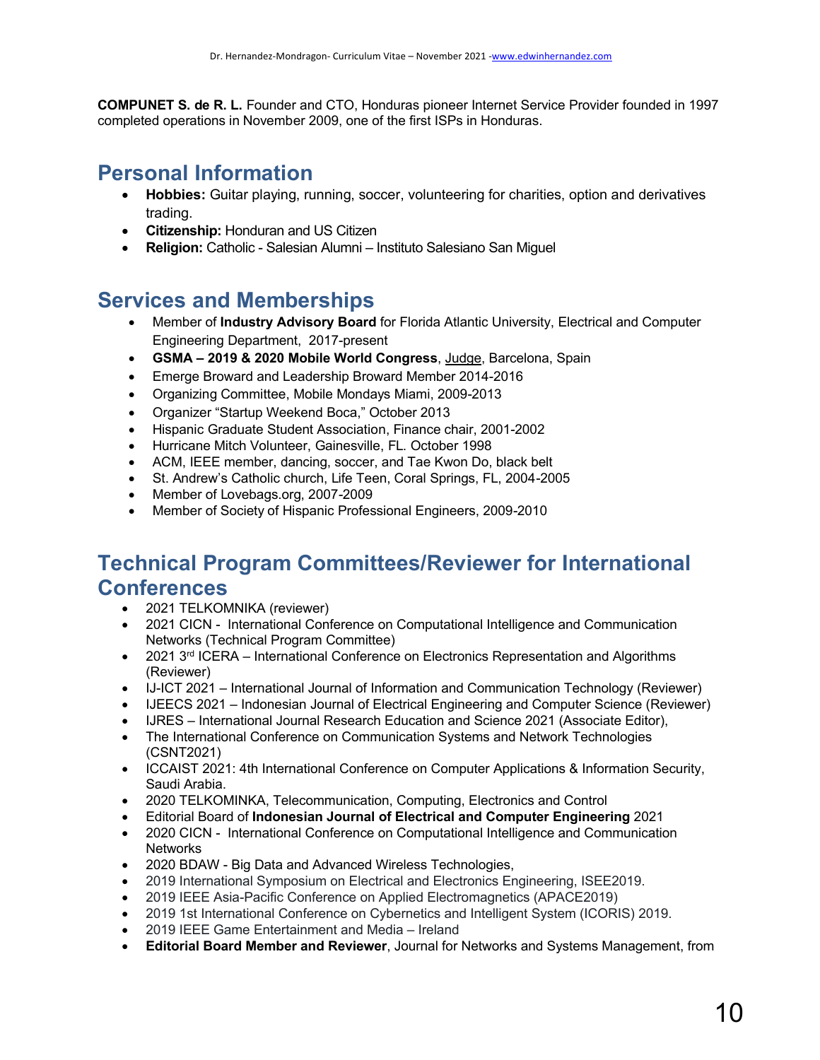**COMPUNET S. de R. L.** Founder and CTO, Honduras pioneer Internet Service Provider founded in 1997 completed operations in November 2009, one of the first ISPs in Honduras.

## Personal Information

- **Hobbies:** Guitar playing, running, soccer, volunteering for charities, option and derivatives trading.
- **Citizenship:** Honduran and US Citizen
- **Religion:** Catholic - Salesian Alumni – Instituto Salesiano San Miguel

## Services and Memberships

- Member of **Industry Advisory Board** for Florida Atlantic University, Electrical and Computer Engineering Department, 2017-present
- **GSMA – 2019 & 2020 Mobile World Congress**, Judge, Barcelona, Spain
- Emerge Broward and Leadership Broward Member 2014-2016
- Organizing Committee, Mobile Mondays Miami, 2009-2013
- Organizer "Startup Weekend Boca," October 2013
- Hispanic Graduate Student Association, Finance chair, 2001-2002
- Hurricane Mitch Volunteer, Gainesville, FL. October 1998
- ACM, IEEE member, dancing, soccer, and Tae Kwon Do, black belt
- St. Andrew's Catholic church, Life Teen, Coral Springs, FL, 2004-2005
- Member of Lovebags.org, 2007-2009
- Member of Society of Hispanic Professional Engineers, 2009-2010

## Technical Program Committees/Reviewer for International Conferences

- 2021 TELKOMNIKA (reviewer)
- 2021 CICN - International Conference on Computational Intelligence and Communication Networks (Technical Program Committee)
- 2021 3rd ICERA – International Conference on Electronics Representation and Algorithms (Reviewer)
- IJ-ICT 2021 – International Journal of Information and Communication Technology (Reviewer)
- IJEECS 2021 – Indonesian Journal of Electrical Engineering and Computer Science (Reviewer)
- IJRES – International Journal Research Education and Science 2021 (Associate Editor),
- The International Conference on Communication Systems and Network Technologies (CSNT2021)
- ICCAIST 2021: 4th International Conference on Computer Applications & Information Security, Saudi Arabia.
- 2020 TELKOMINKA, Telecommunication, Computing, Electronics and Control
- Editorial Board of **Indonesian Journal of Electrical and Computer Engineering** 2021
- 2020 CICN - International Conference on Computational Intelligence and Communication Networks
- 2020 BDAW - Big Data and Advanced Wireless Technologies,
- 2019 International Symposium on Electrical and Electronics Engineering, ISEE2019.
- 2019 IEEE Asia-Pacific Conference on Applied Electromagnetics (APACE2019)
- 2019 1st International Conference on Cybernetics and Intelligent System (ICORIS) 2019.
- 2019 IEEE Game Entertainment and Media – Ireland
- **Editorial Board Member and Reviewer**, Journal for Networks and Systems Management, from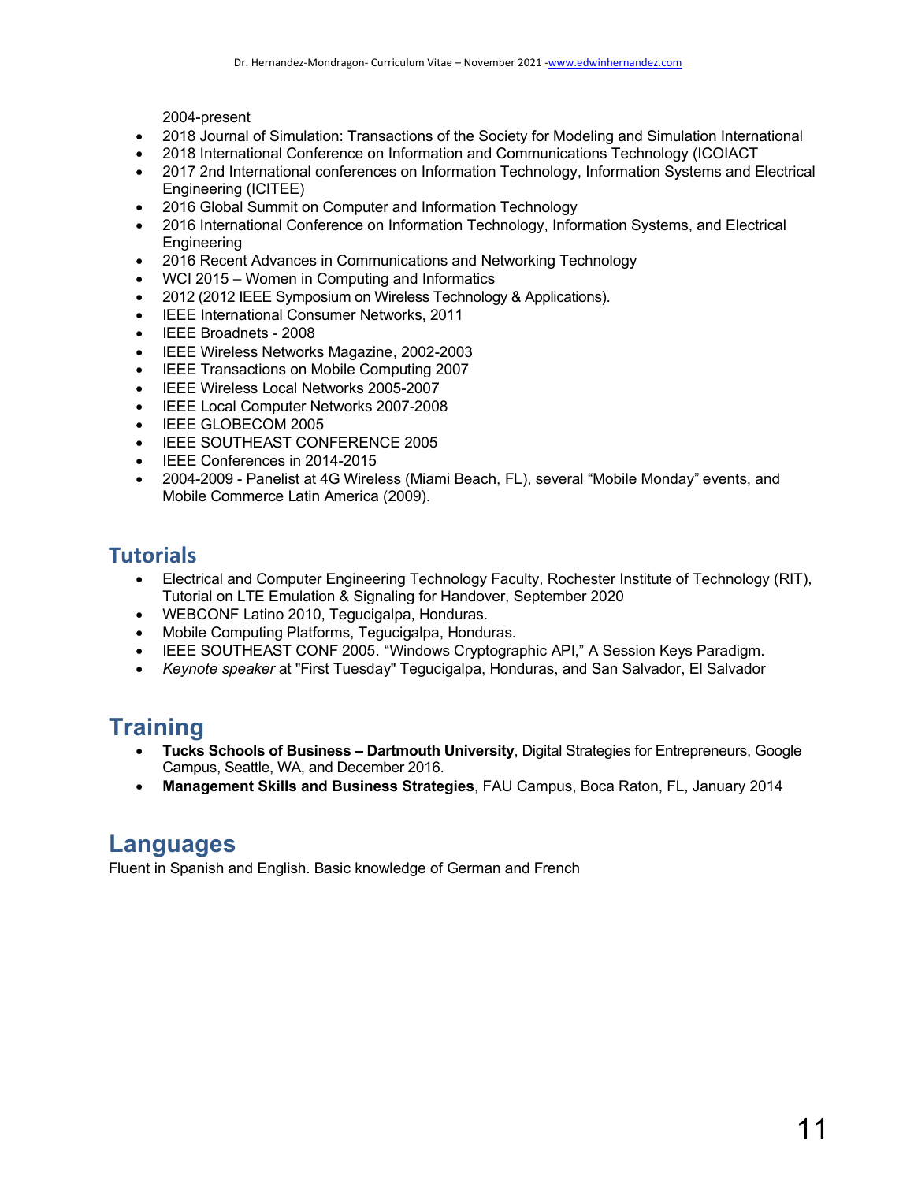2004-present

- 2018 Journal of Simulation: Transactions of the Society for Modeling and Simulation International
- 2018 International Conference on Information and Communications Technology (ICOIACT
- 2017 2nd International conferences on Information Technology, Information Systems and Electrical Engineering (ICITEE)
- 2016 Global Summit on Computer and Information Technology
- 2016 International Conference on Information Technology, Information Systems, and Electrical Engineering
- 2016 Recent Advances in Communications and Networking Technology
- WCI 2015 – Women in Computing and Informatics
- 2012 (2012 IEEE Symposium on Wireless Technology & Applications).
- IEEE International Consumer Networks, 2011
- IEEE Broadnets - 2008
- IEEE Wireless Networks Magazine, 2002-2003
- IEEE Transactions on Mobile Computing 2007
- IEEE Wireless Local Networks 2005-2007
- IEEE Local Computer Networks 2007-2008
- IEEE GLOBECOM 2005
- IEEE SOUTHEAST CONFERENCE 2005
- IEEE Conferences in 2014-2015
- 2004-2009 - Panelist at 4G Wireless (Miami Beach, FL), several "Mobile Monday" events, and Mobile Commerce Latin America (2009).

## Tutorials

- Electrical and Computer Engineering Technology Faculty, Rochester Institute of Technology (RIT), Tutorial on LTE Emulation & Signaling for Handover, September 2020
- WEBCONF Latino 2010, Tegucigalpa, Honduras.
- Mobile Computing Platforms, Tegucigalpa, Honduras.
- IEEE SOUTHEAST CONF 2005. "Windows Cryptographic API," A Session Keys Paradigm.
- *Keynote speaker* at "First Tuesday" Tegucigalpa, Honduras, and San Salvador, El Salvador

## Training

- **Tucks Schools of Business – Dartmouth University**, Digital Strategies for Entrepreneurs, Google Campus, Seattle, WA, and December 2016.
- **Management Skills and Business Strategies**, FAU Campus, Boca Raton, FL, January 2014

## Languages

Fluent in Spanish and English. Basic knowledge of German and French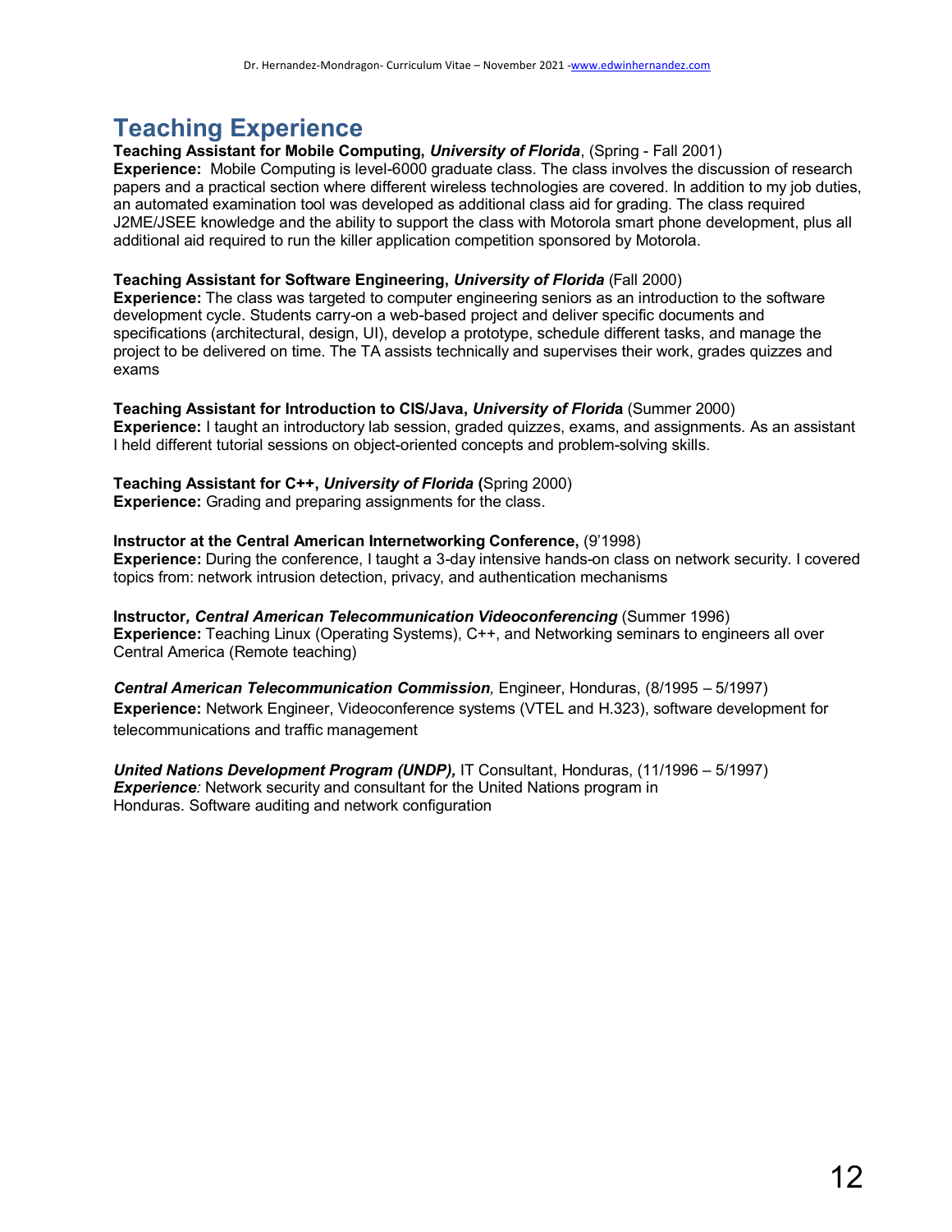# Teaching Experience

**Teaching Assistant for Mobile Computing, *University of Florida***, (Spring - Fall 2001)
**Experience:** Mobile Computing is level-6000 graduate class. The class involves the discussion of research papers and a practical section where different wireless technologies are covered. In addition to my job duties, an automated examination tool was developed as additional class aid for grading. The class required J2ME/JSEE knowledge and the ability to support the class with Motorola smart phone development, plus all additional aid required to run the killer application competition sponsored by Motorola.

**Teaching Assistant for Software Engineering, *University of Florida*** (Fall 2000)
**Experience:** The class was targeted to computer engineering seniors as an introduction to the software development cycle. Students carry-on a web-based project and deliver specific documents and specifications (architectural, design, UI), develop a prototype, schedule different tasks, and manage the project to be delivered on time. The TA assists technically and supervises their work, grades quizzes and exams

**Teaching Assistant for Introduction to CIS/Java, *University of Florida*** (Summer 2000)
**Experience:** I taught an introductory lab session, graded quizzes, exams, and assignments. As an assistant I held different tutorial sessions on object-oriented concepts and problem-solving skills.

**Teaching Assistant for C++, *University of Florida* (**Spring 2000)
**Experience:** Grading and preparing assignments for the class.

**Instructor at the Central American Internetworking Conference,** (9'1998)
**Experience:** During the conference, I taught a 3-day intensive hands-on class on network security. I covered topics from: network intrusion detection, privacy, and authentication mechanisms

**Instructor*, Central American Telecommunication Videoconferencing*** (Summer 1996)
**Experience:** Teaching Linux (Operating Systems), C++, and Networking seminars to engineers all over Central America (Remote teaching)

***Central American Telecommunication Commission**,* Engineer, Honduras, (8/1995 – 5/1997)
**Experience:** Network Engineer, Videoconference systems (VTEL and H.323), software development for telecommunications and traffic management

***United Nations Development Program (UNDP),*** IT Consultant, Honduras, (11/1996 – 5/1997)
***Experience**:* Network security and consultant for the United Nations program in Honduras. Software auditing and network configuration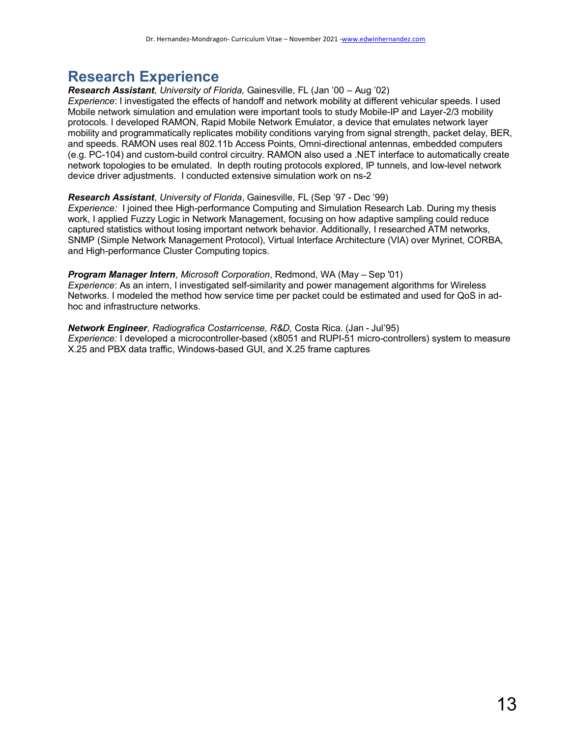# Research Experience

***Research Assistant***, *University of Florida,* Gainesville, FL (Jan '00 – Aug '02)
*Experience*: I investigated the effects of handoff and network mobility at different vehicular speeds. I used Mobile network simulation and emulation were important tools to study Mobile-IP and Layer-2/3 mobility protocols. I developed RAMON, Rapid Mobile Network Emulator, a device that emulates network layer mobility and programmatically replicates mobility conditions varying from signal strength, packet delay, BER, and speeds. RAMON uses real 802.11b Access Points, Omni-directional antennas, embedded computers (e.g. PC-104) and custom-build control circuitry. RAMON also used a .NET interface to automatically create network topologies to be emulated. In depth routing protocols explored, IP tunnels, and low-level network device driver adjustments. I conducted extensive simulation work on ns-2

***Research Assistant***, *University of Florida*, Gainesville, FL (Sep '97 - Dec '99)
*Experience:* I joined thee High-performance Computing and Simulation Research Lab. During my thesis work, I applied Fuzzy Logic in Network Management, focusing on how adaptive sampling could reduce captured statistics without losing important network behavior. Additionally, I researched ATM networks, SNMP (Simple Network Management Protocol), Virtual Interface Architecture (VIA) over Myrinet, CORBA, and High-performance Cluster Computing topics.

***Program Manager Intern***, *Microsoft Corporation*, Redmond, WA (May – Sep '01)
*Experience*: As an intern, I investigated self-similarity and power management algorithms for Wireless Networks. I modeled the method how service time per packet could be estimated and used for QoS in ad-hoc and infrastructure networks.

***Network Engineer***, *Radiografica Costarricense, R&D,* Costa Rica. (Jan - Jul'95)
*Experience:* I developed a microcontroller-based (x8051 and RUPI-51 micro-controllers) system to measure X.25 and PBX data traffic, Windows-based GUI, and X.25 frame captures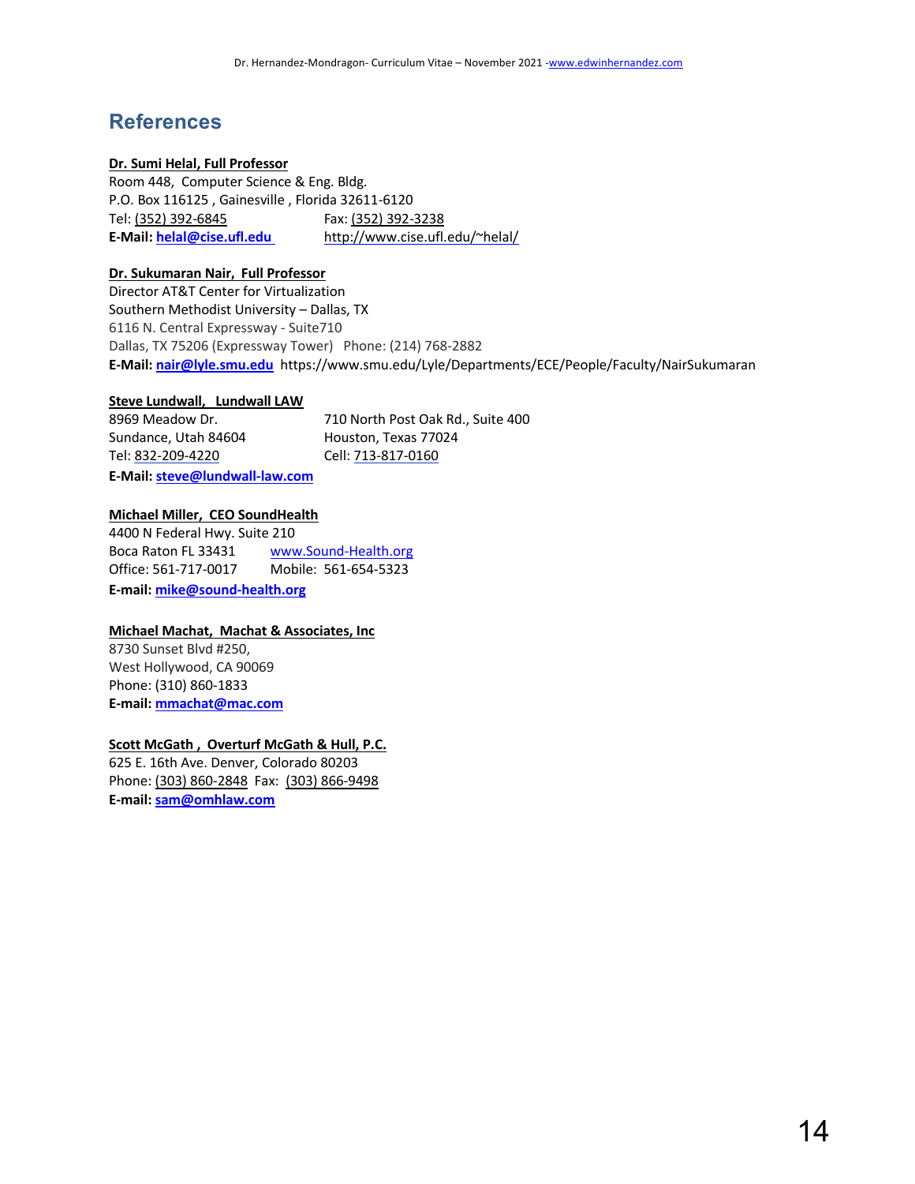## References

**Dr. Sumi Helal, Full Professor**
Room 448, Computer Science & Eng. Bldg.
P.O. Box 116125 , Gainesville , Florida 32611-6120
Tel: (352) 392-6845 Fax: (352) 392-3238
**E-Mail:** **helal@cise.ufl.edu** http://www.cise.ufl.edu/~helal/

**Dr. Sukumaran Nair, Full Professor**
Director AT&T Center for Virtualization
Southern Methodist University – Dallas, TX
6116 N. Central Expressway - Suite710
Dallas, TX 75206 (Expressway Tower) Phone: (214) 768-2882
**E-Mail:** **nair@lyle.smu.edu** https://www.smu.edu/Lyle/Departments/ECE/People/Faculty/NairSukumaran

**Steve Lundwall, Lundwall LAW**
8969 Meadow Dr.
Sundance, Utah 84604
Tel: 832-209-4220
710 North Post Oak Rd., Suite 400
Houston, Texas 77024
Cell: 713-817-0160
**E-Mail:** **steve@lundwall-law.com**

**Michael Miller, CEO SoundHealth**
4400 N Federal Hwy. Suite 210
Boca Raton FL 33431 www.Sound-Health.org
Office: 561-717-0017 Mobile: 561-654-5323
**E-mail:** **mike@sound-health.org**

**Michael Machat, Machat & Associates, Inc**
8730 Sunset Blvd #250,
West Hollywood, CA 90069
Phone: (310) 860-1833
**E-mail:** **mmachat@mac.com**

**Scott McGath , Overturf McGath & Hull, P.C.**
625 E. 16th Ave. Denver, Colorado 80203
Phone: (303) 860-2848 Fax: (303) 866-9498
**E-mail:** **sam@omhlaw.com**